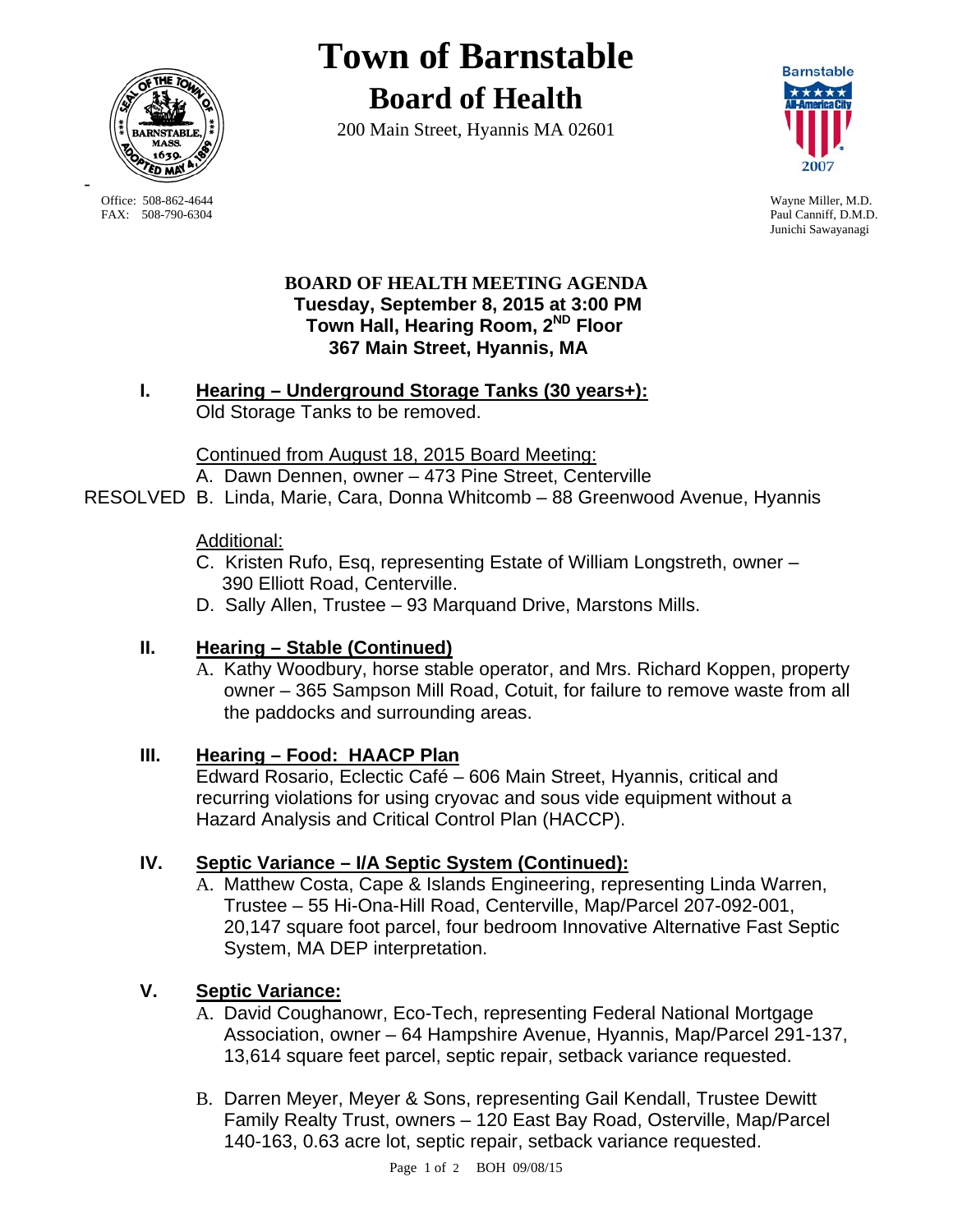# Town of Barnstable
## Board of Health

200 Main Street, Hyannis MA 02601

Office: 508-862-4644
FAX: 508-790-6304

Wayne Miller, M.D.
Paul Canniff, D.M.D.
Junichi Sawayanagi

**BOARD OF HEALTH MEETING AGENDA**
**Tuesday, September 8, 2015 at 3:00 PM**
**Town Hall, Hearing Room, 2ND Floor**
**367 Main Street, Hyannis, MA**

**I. Hearing – Underground Storage Tanks (30 years+):**
Old Storage Tanks to be removed.

Continued from August 18, 2015 Board Meeting:

A. Dawn Dennen, owner – 473 Pine Street, Centerville

RESOLVED B. Linda, Marie, Cara, Donna Whitcomb – 88 Greenwood Avenue, Hyannis

Additional:

C. Kristen Rufo, Esq, representing Estate of William Longstreth, owner – 390 Elliott Road, Centerville.

D. Sally Allen, Trustee – 93 Marquand Drive, Marstons Mills.

**II. Hearing – Stable (Continued)**

A. Kathy Woodbury, horse stable operator, and Mrs. Richard Koppen, property owner – 365 Sampson Mill Road, Cotuit, for failure to remove waste from all the paddocks and surrounding areas.

**III. Hearing – Food: HAACP Plan**
Edward Rosario, Eclectic Café – 606 Main Street, Hyannis, critical and recurring violations for using cryovac and sous vide equipment without a Hazard Analysis and Critical Control Plan (HACCP).

**IV. Septic Variance – I/A Septic System (Continued):**

A. Matthew Costa, Cape & Islands Engineering, representing Linda Warren, Trustee – 55 Hi-Ona-Hill Road, Centerville, Map/Parcel 207-092-001, 20,147 square foot parcel, four bedroom Innovative Alternative Fast Septic System, MA DEP interpretation.

**V. Septic Variance:**

A. David Coughanowr, Eco-Tech, representing Federal National Mortgage Association, owner – 64 Hampshire Avenue, Hyannis, Map/Parcel 291-137, 13,614 square feet parcel, septic repair, setback variance requested.

B. Darren Meyer, Meyer & Sons, representing Gail Kendall, Trustee Dewitt Family Realty Trust, owners – 120 East Bay Road, Osterville, Map/Parcel 140-163, 0.63 acre lot, septic repair, setback variance requested.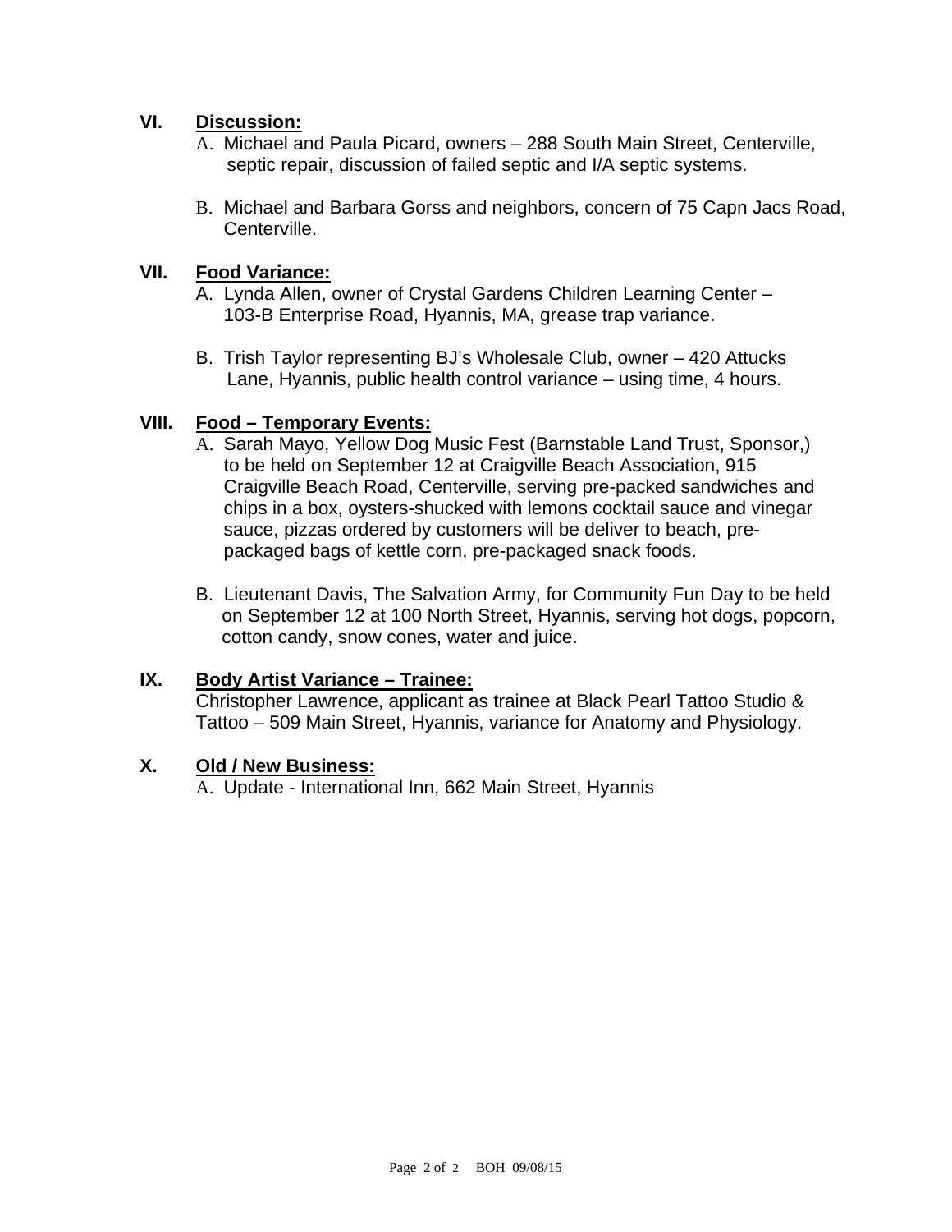## VI. Discussion:

A. Michael and Paula Picard, owners – 288 South Main Street, Centerville, septic repair, discussion of failed septic and I/A septic systems.

B. Michael and Barbara Gorss and neighbors, concern of 75 Capn Jacs Road, Centerville.

## VII. Food Variance:

A. Lynda Allen, owner of Crystal Gardens Children Learning Center – 103-B Enterprise Road, Hyannis, MA, grease trap variance.

B. Trish Taylor representing BJ's Wholesale Club, owner – 420 Attucks Lane, Hyannis, public health control variance – using time, 4 hours.

## VIII. Food – Temporary Events:

A. Sarah Mayo, Yellow Dog Music Fest (Barnstable Land Trust, Sponsor,) to be held on September 12 at Craigville Beach Association, 915 Craigville Beach Road, Centerville, serving pre-packed sandwiches and chips in a box, oysters-shucked with lemons cocktail sauce and vinegar sauce, pizzas ordered by customers will be deliver to beach, pre-packaged bags of kettle corn, pre-packaged snack foods.

B. Lieutenant Davis, The Salvation Army, for Community Fun Day to be held on September 12 at 100 North Street, Hyannis, serving hot dogs, popcorn, cotton candy, snow cones, water and juice.

## IX. Body Artist Variance – Trainee:

Christopher Lawrence, applicant as trainee at Black Pearl Tattoo Studio & Tattoo – 509 Main Street, Hyannis, variance for Anatomy and Physiology.

## X. Old / New Business:

A. Update - International Inn, 662 Main Street, Hyannis